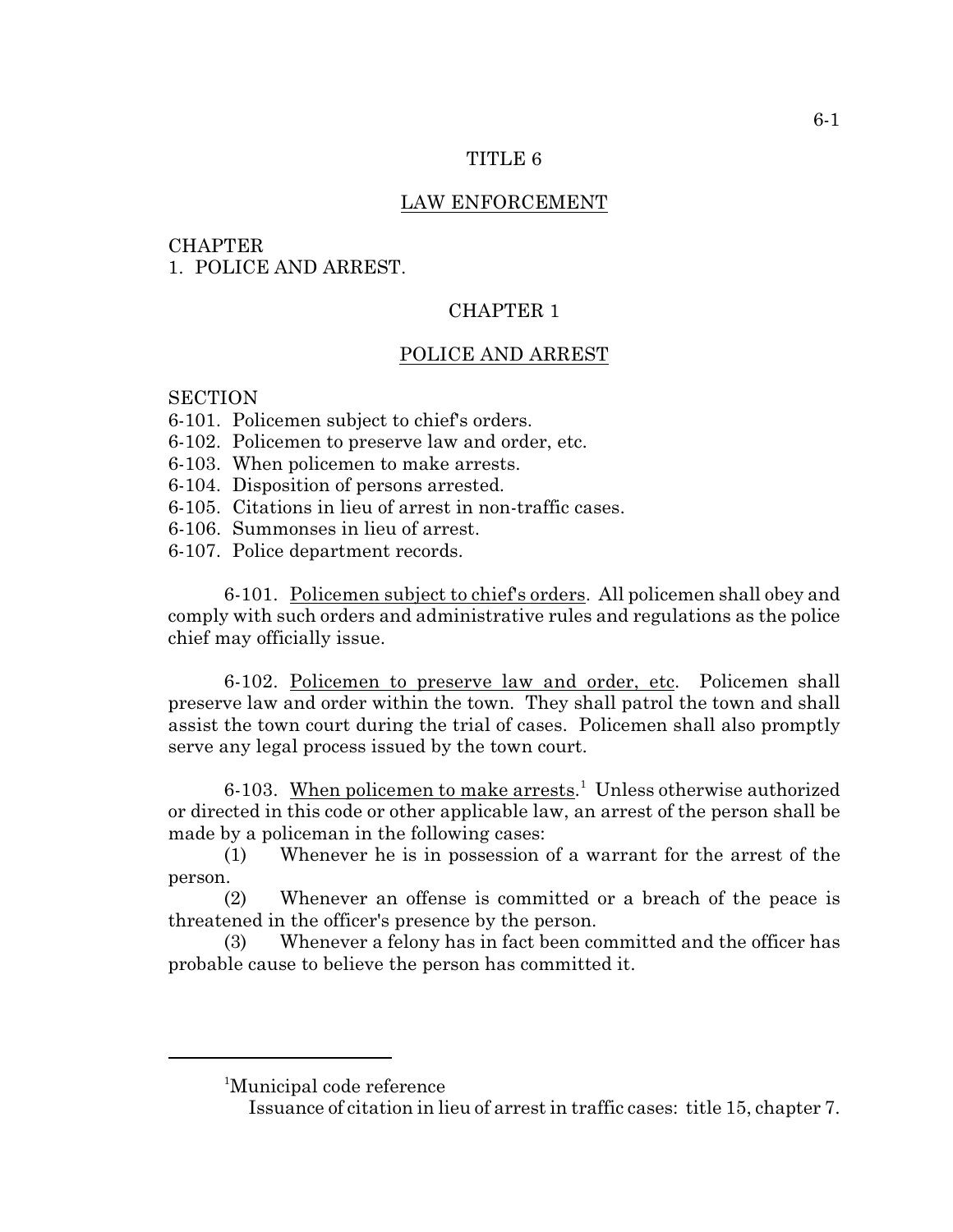# TITLE 6

## LAW ENFORCEMENT

CHAPTER
1. POLICE AND ARREST.

## CHAPTER 1

## POLICE AND ARREST

SECTION
6-101. Policemen subject to chief's orders.
6-102. Policemen to preserve law and order, etc.
6-103. When policemen to make arrests.
6-104. Disposition of persons arrested.
6-105. Citations in lieu of arrest in non-traffic cases.
6-106. Summonses in lieu of arrest.
6-107. Police department records.

6-101. Policemen subject to chief's orders. All policemen shall obey and comply with such orders and administrative rules and regulations as the police chief may officially issue.

6-102. Policemen to preserve law and order, etc. Policemen shall preserve law and order within the town. They shall patrol the town and shall assist the town court during the trial of cases. Policemen shall also promptly serve any legal process issued by the town court.

6-103. When policemen to make arrests.[1] Unless otherwise authorized or directed in this code or other applicable law, an arrest of the person shall be made by a policeman in the following cases:

(1) Whenever he is in possession of a warrant for the arrest of the person.

(2) Whenever an offense is committed or a breach of the peace is threatened in the officer's presence by the person.

(3) Whenever a felony has in fact been committed and the officer has probable cause to believe the person has committed it.

---

[1]Municipal code reference

Issuance of citation in lieu of arrest in traffic cases: title 15, chapter 7.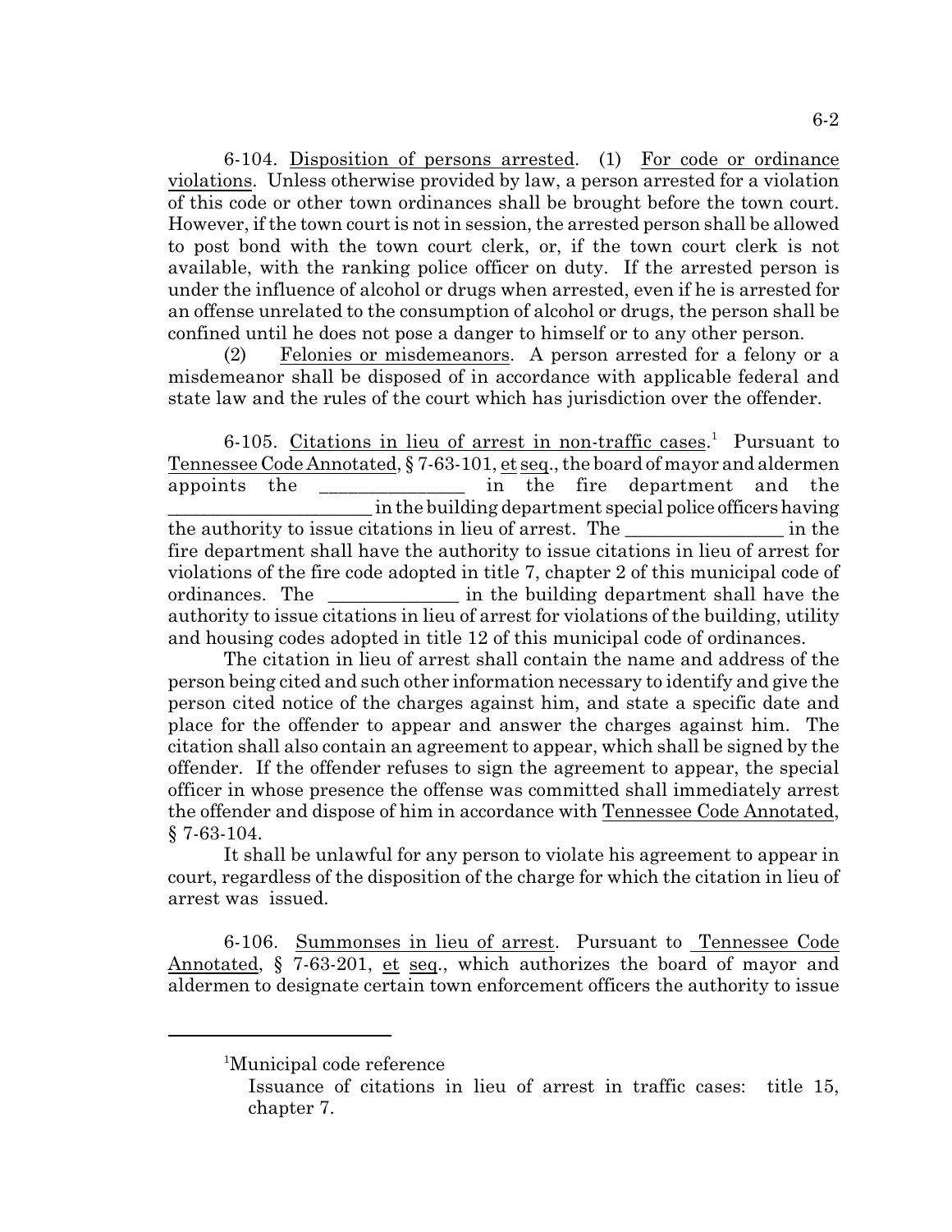6-104. Disposition of persons arrested. (1) For code or ordinance violations. Unless otherwise provided by law, a person arrested for a violation of this code or other town ordinances shall be brought before the town court. However, if the town court is not in session, the arrested person shall be allowed to post bond with the town court clerk, or, if the town court clerk is not available, with the ranking police officer on duty. If the arrested person is under the influence of alcohol or drugs when arrested, even if he is arrested for an offense unrelated to the consumption of alcohol or drugs, the person shall be confined until he does not pose a danger to himself or to any other person.

(2) Felonies or misdemeanors. A person arrested for a felony or a misdemeanor shall be disposed of in accordance with applicable federal and state law and the rules of the court which has jurisdiction over the offender.

6-105. Citations in lieu of arrest in non-traffic cases.[1] Pursuant to Tennessee Code Annotated, § 7-63-101, et seq., the board of mayor and aldermen appoints the _______________ in the fire department and the ______________________ in the building department special police officers having the authority to issue citations in lieu of arrest. The _________________ in the fire department shall have the authority to issue citations in lieu of arrest for violations of the fire code adopted in title 7, chapter 2 of this municipal code of ordinances. The ______________ in the building department shall have the authority to issue citations in lieu of arrest for violations of the building, utility and housing codes adopted in title 12 of this municipal code of ordinances.

The citation in lieu of arrest shall contain the name and address of the person being cited and such other information necessary to identify and give the person cited notice of the charges against him, and state a specific date and place for the offender to appear and answer the charges against him. The citation shall also contain an agreement to appear, which shall be signed by the offender. If the offender refuses to sign the agreement to appear, the special officer in whose presence the offense was committed shall immediately arrest the offender and dispose of him in accordance with Tennessee Code Annotated, § 7-63-104.

It shall be unlawful for any person to violate his agreement to appear in court, regardless of the disposition of the charge for which the citation in lieu of arrest was issued.

6-106. Summonses in lieu of arrest. Pursuant to Tennessee Code Annotated, § 7-63-201, et seq., which authorizes the board of mayor and aldermen to designate certain town enforcement officers the authority to issue

---

[1]Municipal code reference

Issuance of citations in lieu of arrest in traffic cases: title 15, chapter 7.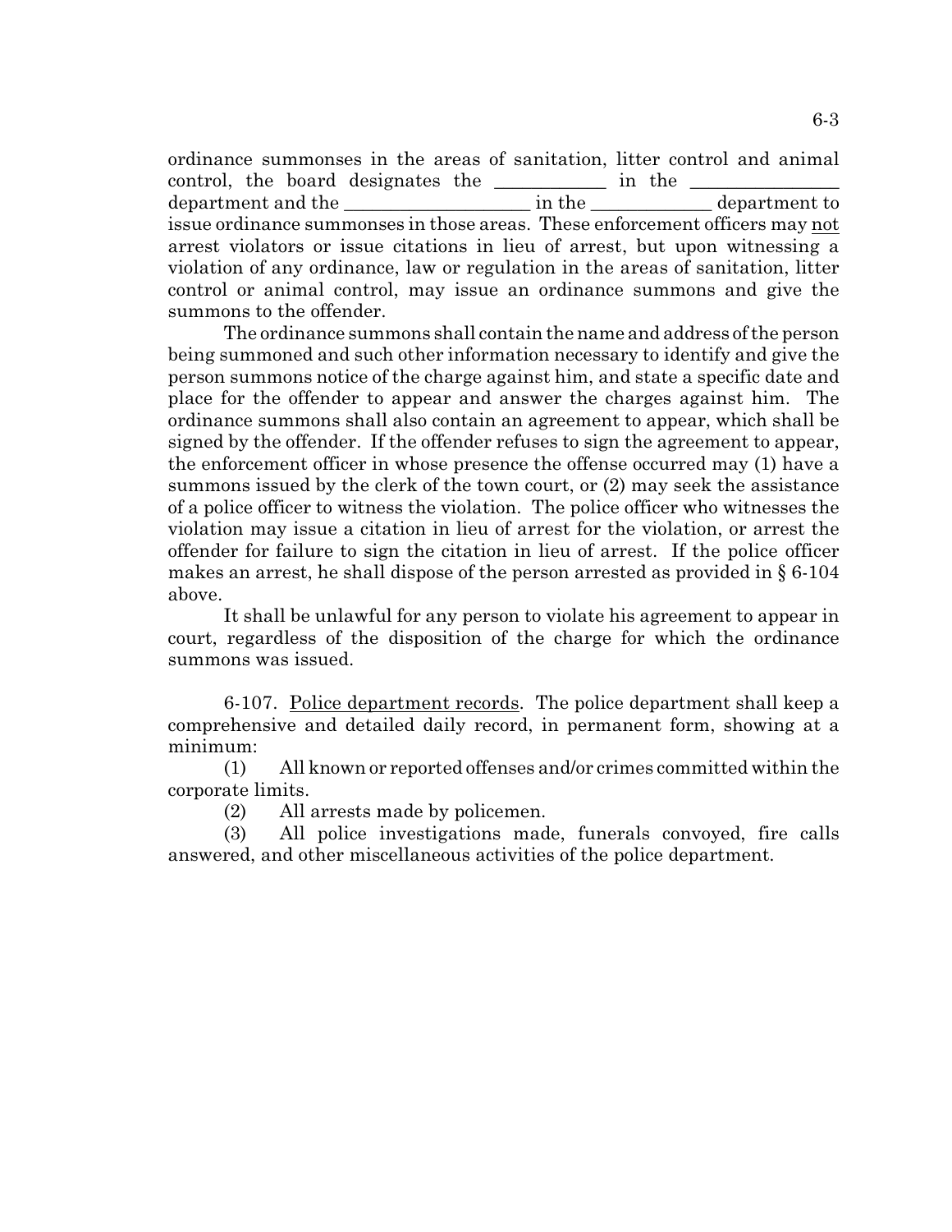ordinance summonses in the areas of sanitation, litter control and animal control, the board designates the ____________ in the ________________ department and the ____________________ in the _____________ department to issue ordinance summonses in those areas. These enforcement officers may not arrest violators or issue citations in lieu of arrest, but upon witnessing a violation of any ordinance, law or regulation in the areas of sanitation, litter control or animal control, may issue an ordinance summons and give the summons to the offender.

The ordinance summons shall contain the name and address of the person being summoned and such other information necessary to identify and give the person summons notice of the charge against him, and state a specific date and place for the offender to appear and answer the charges against him. The ordinance summons shall also contain an agreement to appear, which shall be signed by the offender. If the offender refuses to sign the agreement to appear, the enforcement officer in whose presence the offense occurred may (1) have a summons issued by the clerk of the town court, or (2) may seek the assistance of a police officer to witness the violation. The police officer who witnesses the violation may issue a citation in lieu of arrest for the violation, or arrest the offender for failure to sign the citation in lieu of arrest. If the police officer makes an arrest, he shall dispose of the person arrested as provided in § 6-104 above.

It shall be unlawful for any person to violate his agreement to appear in court, regardless of the disposition of the charge for which the ordinance summons was issued.

6-107. Police department records. The police department shall keep a comprehensive and detailed daily record, in permanent form, showing at a minimum:

(1) All known or reported offenses and/or crimes committed within the corporate limits.

(2) All arrests made by policemen.

(3) All police investigations made, funerals convoyed, fire calls answered, and other miscellaneous activities of the police department.